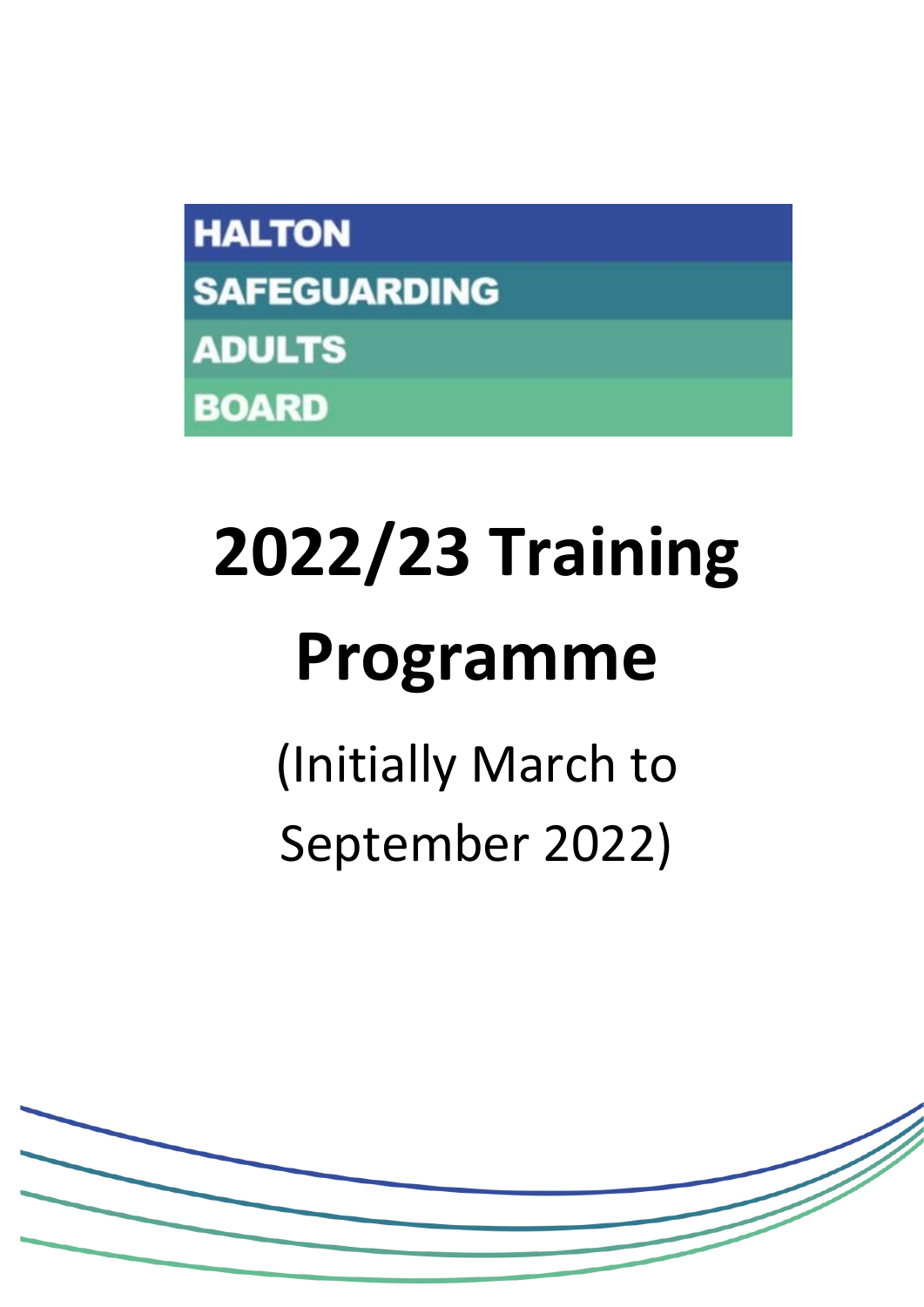HALTON
SAFEGUARDING
ADULTS
BOARD

# 2022/23 Training Programme

(Initially March to September 2022)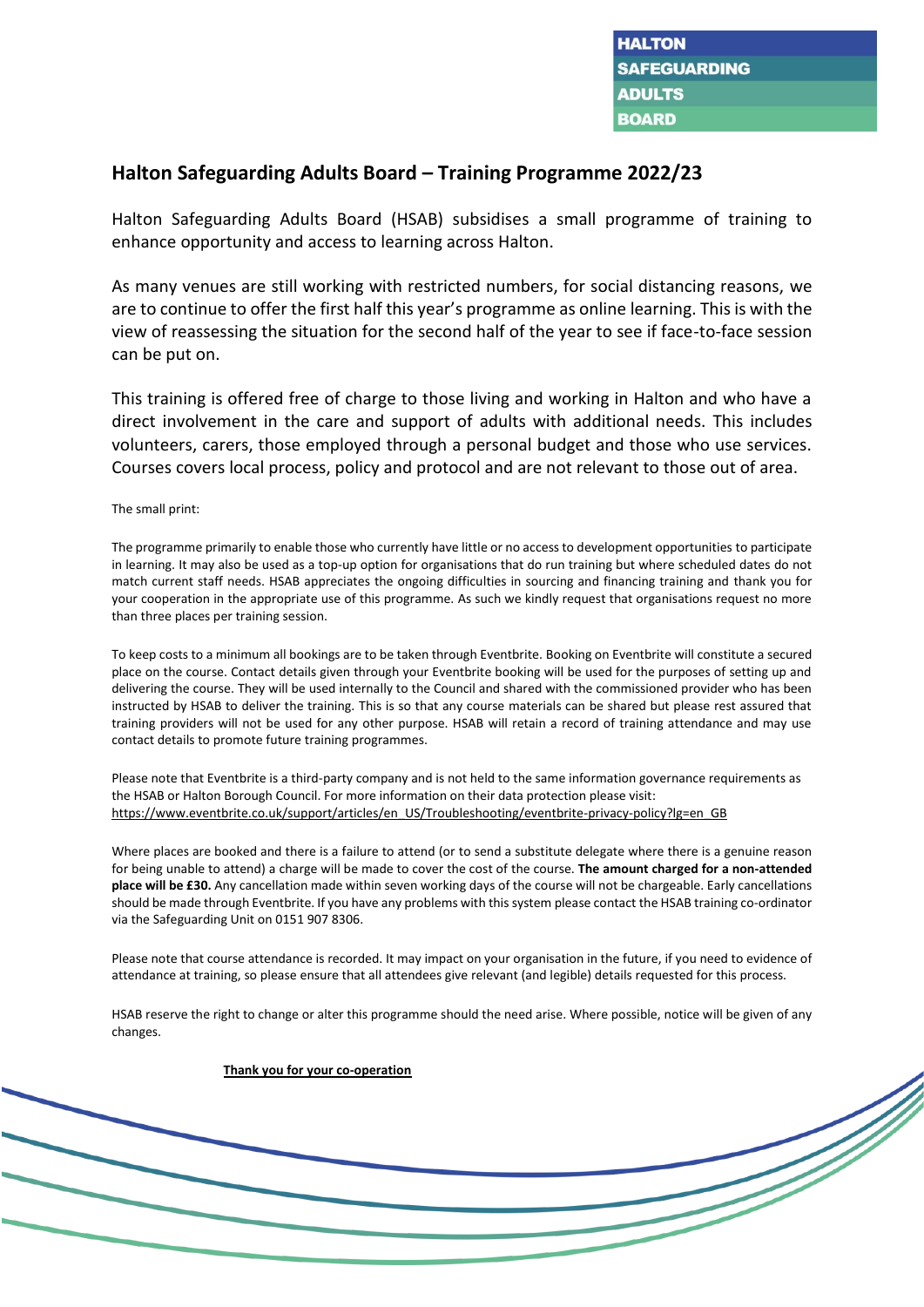# Halton Safeguarding Adults Board – Training Programme 2022/23

Halton Safeguarding Adults Board (HSAB) subsidises a small programme of training to enhance opportunity and access to learning across Halton.

As many venues are still working with restricted numbers, for social distancing reasons, we are to continue to offer the first half this year's programme as online learning. This is with the view of reassessing the situation for the second half of the year to see if face-to-face session can be put on.

This training is offered free of charge to those living and working in Halton and who have a direct involvement in the care and support of adults with additional needs. This includes volunteers, carers, those employed through a personal budget and those who use services. Courses covers local process, policy and protocol and are not relevant to those out of area.

The small print:

The programme primarily to enable those who currently have little or no access to development opportunities to participate in learning. It may also be used as a top-up option for organisations that do run training but where scheduled dates do not match current staff needs. HSAB appreciates the ongoing difficulties in sourcing and financing training and thank you for your cooperation in the appropriate use of this programme. As such we kindly request that organisations request no more than three places per training session.

To keep costs to a minimum all bookings are to be taken through Eventbrite. Booking on Eventbrite will constitute a secured place on the course. Contact details given through your Eventbrite booking will be used for the purposes of setting up and delivering the course. They will be used internally to the Council and shared with the commissioned provider who has been instructed by HSAB to deliver the training. This is so that any course materials can be shared but please rest assured that training providers will not be used for any other purpose. HSAB will retain a record of training attendance and may use contact details to promote future training programmes.

Please note that Eventbrite is a third-party company and is not held to the same information governance requirements as the HSAB or Halton Borough Council. For more information on their data protection please visit: https://www.eventbrite.co.uk/support/articles/en_US/Troubleshooting/eventbrite-privacy-policy?lg=en_GB

Where places are booked and there is a failure to attend (or to send a substitute delegate where there is a genuine reason for being unable to attend) a charge will be made to cover the cost of the course. **The amount charged for a non-attended place will be £30.** Any cancellation made within seven working days of the course will not be chargeable. Early cancellations should be made through Eventbrite. If you have any problems with this system please contact the HSAB training co-ordinator via the Safeguarding Unit on 0151 907 8306.

Please note that course attendance is recorded. It may impact on your organisation in the future, if you need to evidence of attendance at training, so please ensure that all attendees give relevant (and legible) details requested for this process.

HSAB reserve the right to change or alter this programme should the need arise. Where possible, notice will be given of any changes.

**Thank you for your co-operation**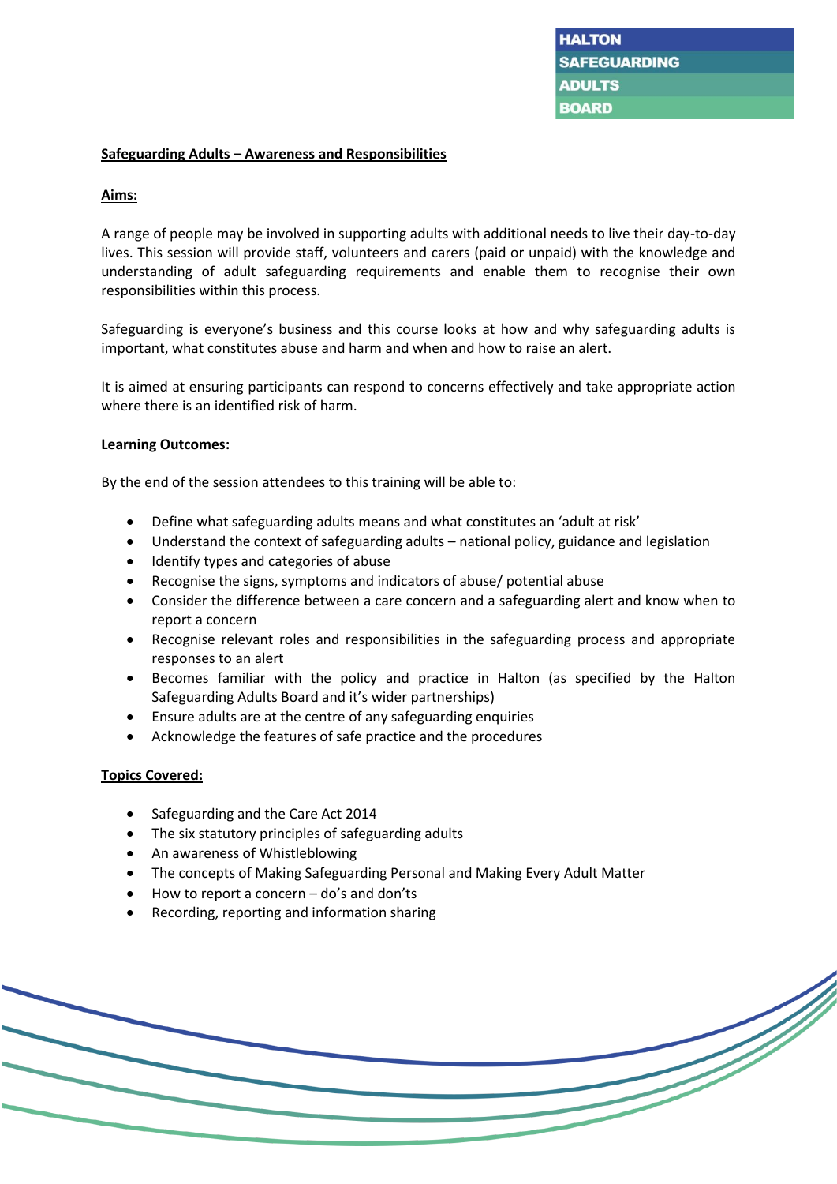## Safeguarding Adults – Awareness and Responsibilities

### Aims:

A range of people may be involved in supporting adults with additional needs to live their day-to-day lives. This session will provide staff, volunteers and carers (paid or unpaid) with the knowledge and understanding of adult safeguarding requirements and enable them to recognise their own responsibilities within this process.

Safeguarding is everyone's business and this course looks at how and why safeguarding adults is important, what constitutes abuse and harm and when and how to raise an alert.

It is aimed at ensuring participants can respond to concerns effectively and take appropriate action where there is an identified risk of harm.

### Learning Outcomes:

By the end of the session attendees to this training will be able to:

- Define what safeguarding adults means and what constitutes an 'adult at risk'
- Understand the context of safeguarding adults – national policy, guidance and legislation
- Identify types and categories of abuse
- Recognise the signs, symptoms and indicators of abuse/ potential abuse
- Consider the difference between a care concern and a safeguarding alert and know when to report a concern
- Recognise relevant roles and responsibilities in the safeguarding process and appropriate responses to an alert
- Becomes familiar with the policy and practice in Halton (as specified by the Halton Safeguarding Adults Board and it's wider partnerships)
- Ensure adults are at the centre of any safeguarding enquiries
- Acknowledge the features of safe practice and the procedures

### Topics Covered:

- Safeguarding and the Care Act 2014
- The six statutory principles of safeguarding adults
- An awareness of Whistleblowing
- The concepts of Making Safeguarding Personal and Making Every Adult Matter
- How to report a concern – do's and don'ts
- Recording, reporting and information sharing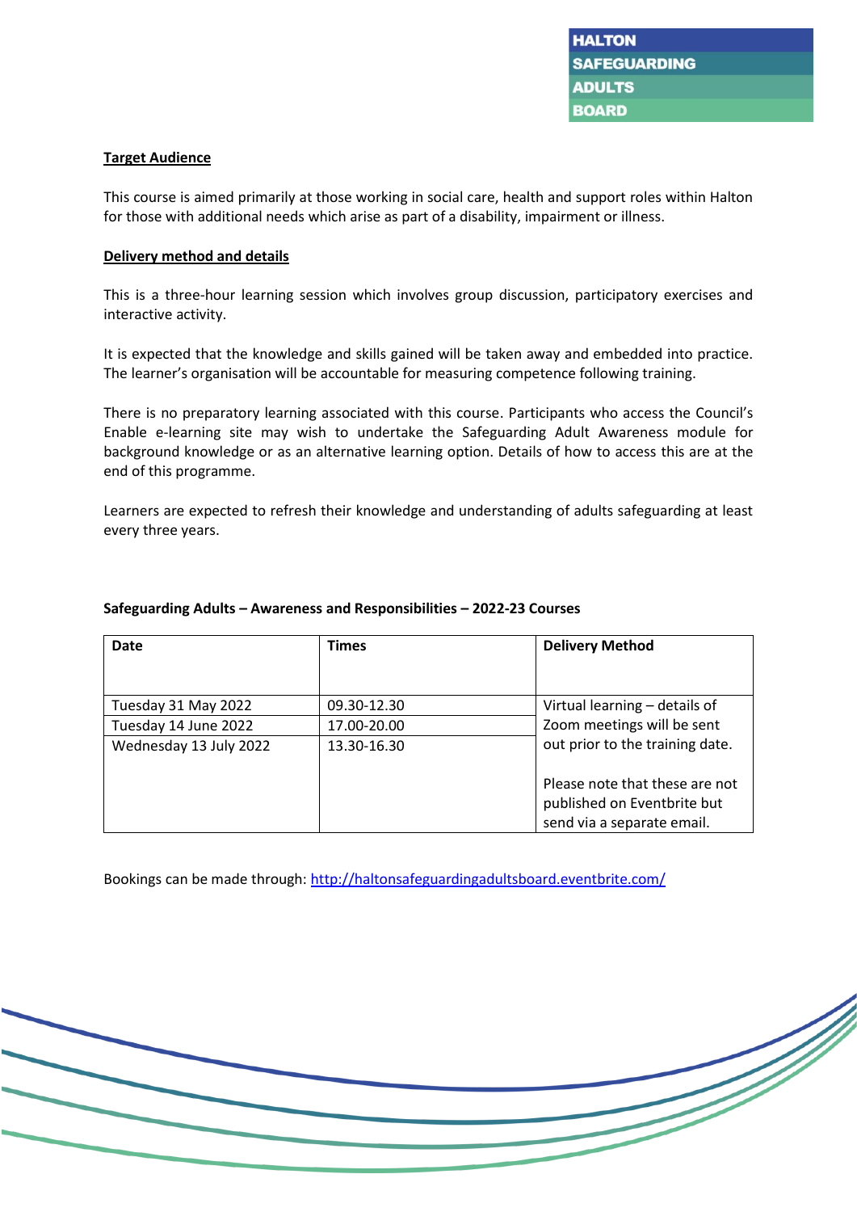**Target Audience**

This course is aimed primarily at those working in social care, health and support roles within Halton for those with additional needs which arise as part of a disability, impairment or illness.

**Delivery method and details**

This is a three-hour learning session which involves group discussion, participatory exercises and interactive activity.

It is expected that the knowledge and skills gained will be taken away and embedded into practice. The learner's organisation will be accountable for measuring competence following training.

There is no preparatory learning associated with this course. Participants who access the Council's Enable e-learning site may wish to undertake the Safeguarding Adult Awareness module for background knowledge or as an alternative learning option. Details of how to access this are at the end of this programme.

Learners are expected to refresh their knowledge and understanding of adults safeguarding at least every three years.

**Safeguarding Adults – Awareness and Responsibilities – 2022-23 Courses**

| Date | Times | Delivery Method |
|---|---|---|
| Tuesday 31 May 2022 | 09.30-12.30 | Virtual learning – details of Zoom meetings will be sent out prior to the training date. Please note that these are not published on Eventbrite but send via a separate email. |
| Tuesday 14 June 2022 | 17.00-20.00 | |
| Wednesday 13 July 2022 | 13.30-16.30 | |

Bookings can be made through: http://haltonsafeguardingadultsboard.eventbrite.com/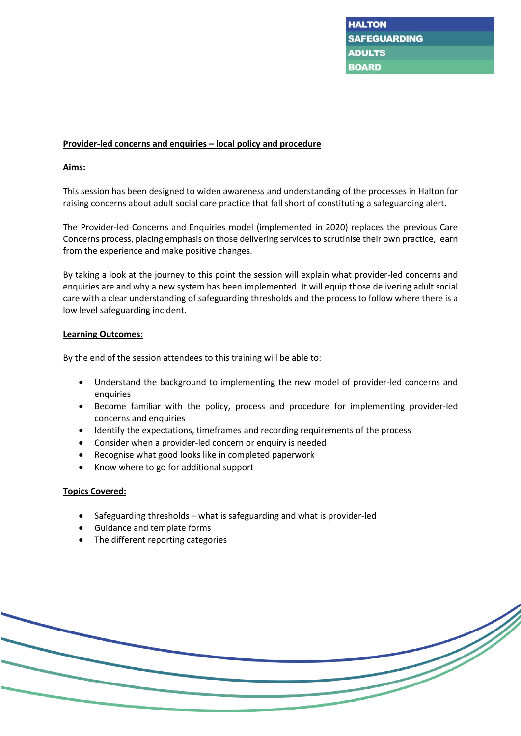**Provider-led concerns and enquiries – local policy and procedure**

**Aims:**

This session has been designed to widen awareness and understanding of the processes in Halton for raising concerns about adult social care practice that fall short of constituting a safeguarding alert.

The Provider-led Concerns and Enquiries model (implemented in 2020) replaces the previous Care Concerns process, placing emphasis on those delivering services to scrutinise their own practice, learn from the experience and make positive changes.

By taking a look at the journey to this point the session will explain what provider-led concerns and enquiries are and why a new system has been implemented. It will equip those delivering adult social care with a clear understanding of safeguarding thresholds and the process to follow where there is a low level safeguarding incident.

**Learning Outcomes:**

By the end of the session attendees to this training will be able to:

- Understand the background to implementing the new model of provider-led concerns and enquiries
- Become familiar with the policy, process and procedure for implementing provider-led concerns and enquiries
- Identify the expectations, timeframes and recording requirements of the process
- Consider when a provider-led concern or enquiry is needed
- Recognise what good looks like in completed paperwork
- Know where to go for additional support

**Topics Covered:**

- Safeguarding thresholds – what is safeguarding and what is provider-led
- Guidance and template forms
- The different reporting categories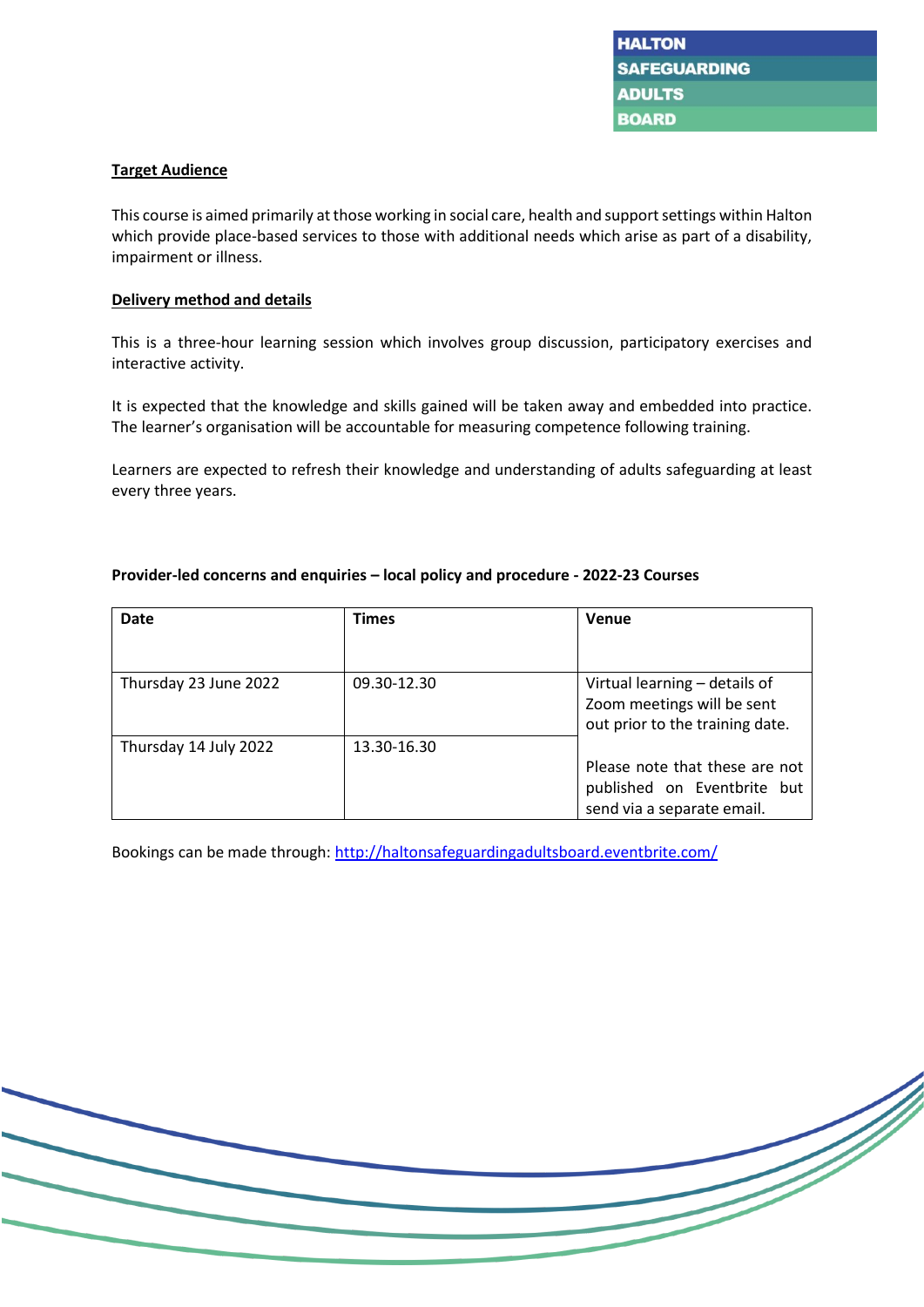**Target Audience**

This course is aimed primarily at those working in social care, health and support settings within Halton which provide place-based services to those with additional needs which arise as part of a disability, impairment or illness.

**Delivery method and details**

This is a three-hour learning session which involves group discussion, participatory exercises and interactive activity.

It is expected that the knowledge and skills gained will be taken away and embedded into practice. The learner's organisation will be accountable for measuring competence following training.

Learners are expected to refresh their knowledge and understanding of adults safeguarding at least every three years.

**Provider-led concerns and enquiries – local policy and procedure - 2022-23 Courses**

| Date | Times | Venue |
| --- | --- | --- |
| Thursday 23 June 2022 | 09.30-12.30 | Virtual learning – details of Zoom meetings will be sent out prior to the training date. Please note that these are not published on Eventbrite but send via a separate email. |
| Thursday 14 July 2022 | 13.30-16.30 | |

Bookings can be made through: http://haltonsafeguardingadultsboard.eventbrite.com/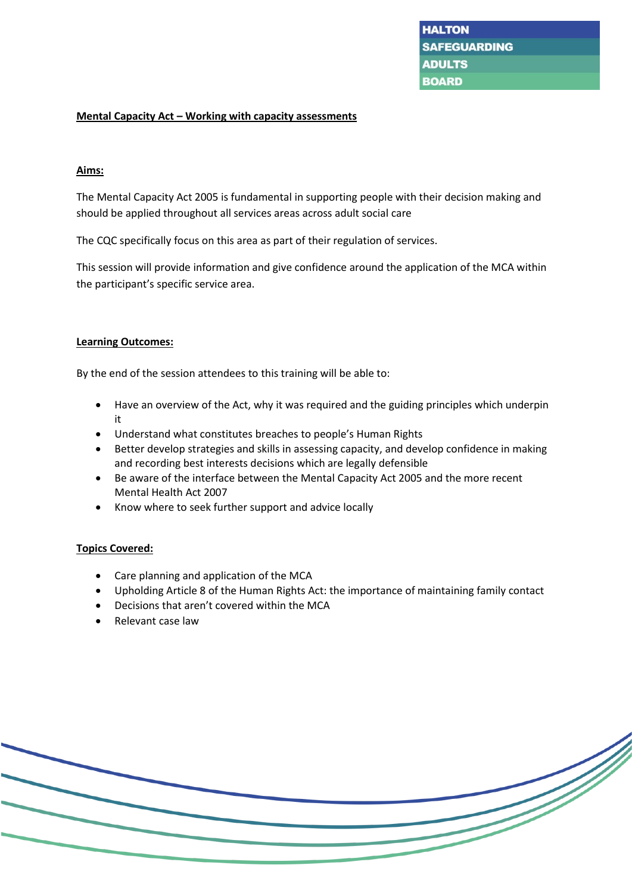HALTON SAFEGUARDING ADULTS BOARD

## Mental Capacity Act – Working with capacity assessments

### Aims:

The Mental Capacity Act 2005 is fundamental in supporting people with their decision making and should be applied throughout all services areas across adult social care

The CQC specifically focus on this area as part of their regulation of services.

This session will provide information and give confidence around the application of the MCA within the participant's specific service area.

### Learning Outcomes:

By the end of the session attendees to this training will be able to:

- Have an overview of the Act, why it was required and the guiding principles which underpin it
- Understand what constitutes breaches to people's Human Rights
- Better develop strategies and skills in assessing capacity, and develop confidence in making and recording best interests decisions which are legally defensible
- Be aware of the interface between the Mental Capacity Act 2005 and the more recent Mental Health Act 2007
- Know where to seek further support and advice locally

### Topics Covered:

- Care planning and application of the MCA
- Upholding Article 8 of the Human Rights Act: the importance of maintaining family contact
- Decisions that aren't covered within the MCA
- Relevant case law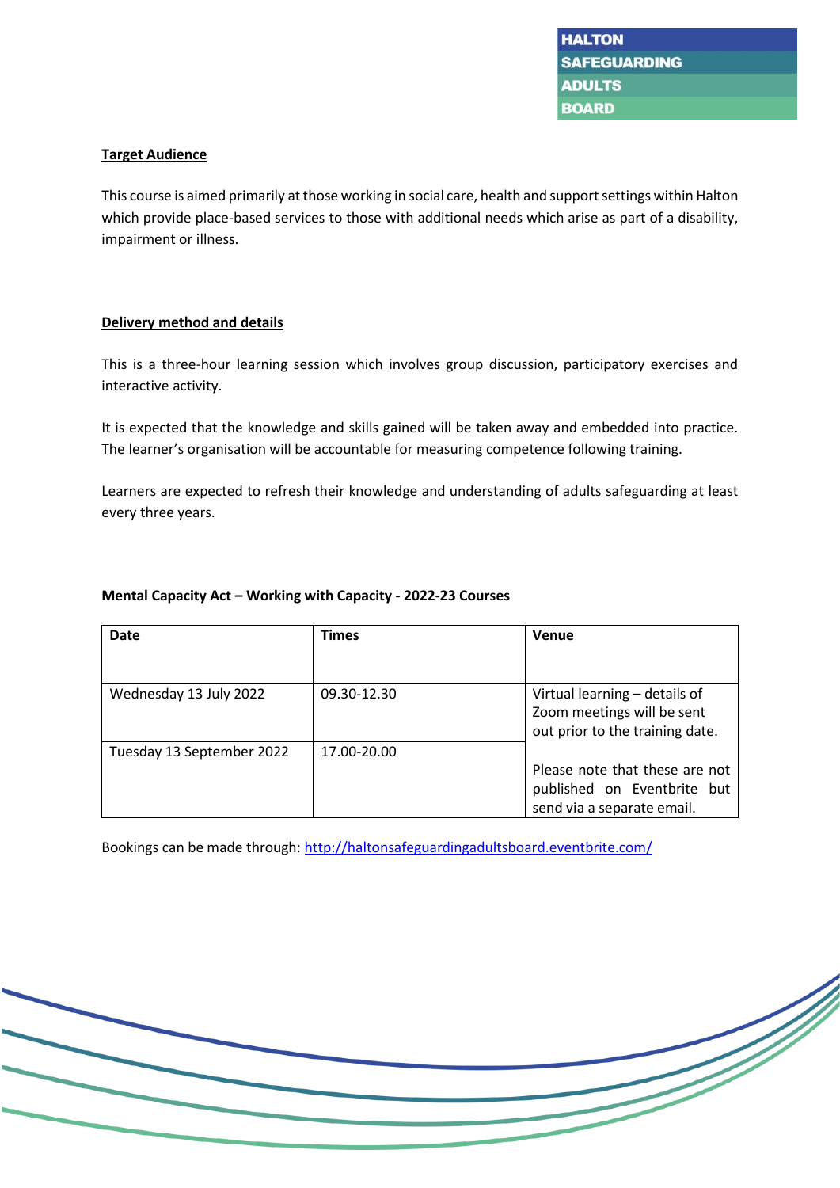**Target Audience**

This course is aimed primarily at those working in social care, health and support settings within Halton which provide place-based services to those with additional needs which arise as part of a disability, impairment or illness.

**Delivery method and details**

This is a three-hour learning session which involves group discussion, participatory exercises and interactive activity.

It is expected that the knowledge and skills gained will be taken away and embedded into practice. The learner's organisation will be accountable for measuring competence following training.

Learners are expected to refresh their knowledge and understanding of adults safeguarding at least every three years.

**Mental Capacity Act – Working with Capacity - 2022-23 Courses**

| Date | Times | Venue |
|---|---|---|
| Wednesday 13 July 2022 | 09.30-12.30 | Virtual learning – details of Zoom meetings will be sent out prior to the training date.<br><br>Please note that these are not published on Eventbrite but send via a separate email. |
| Tuesday 13 September 2022 | 17.00-20.00 | |

Bookings can be made through: http://haltonsafeguardingadultsboard.eventbrite.com/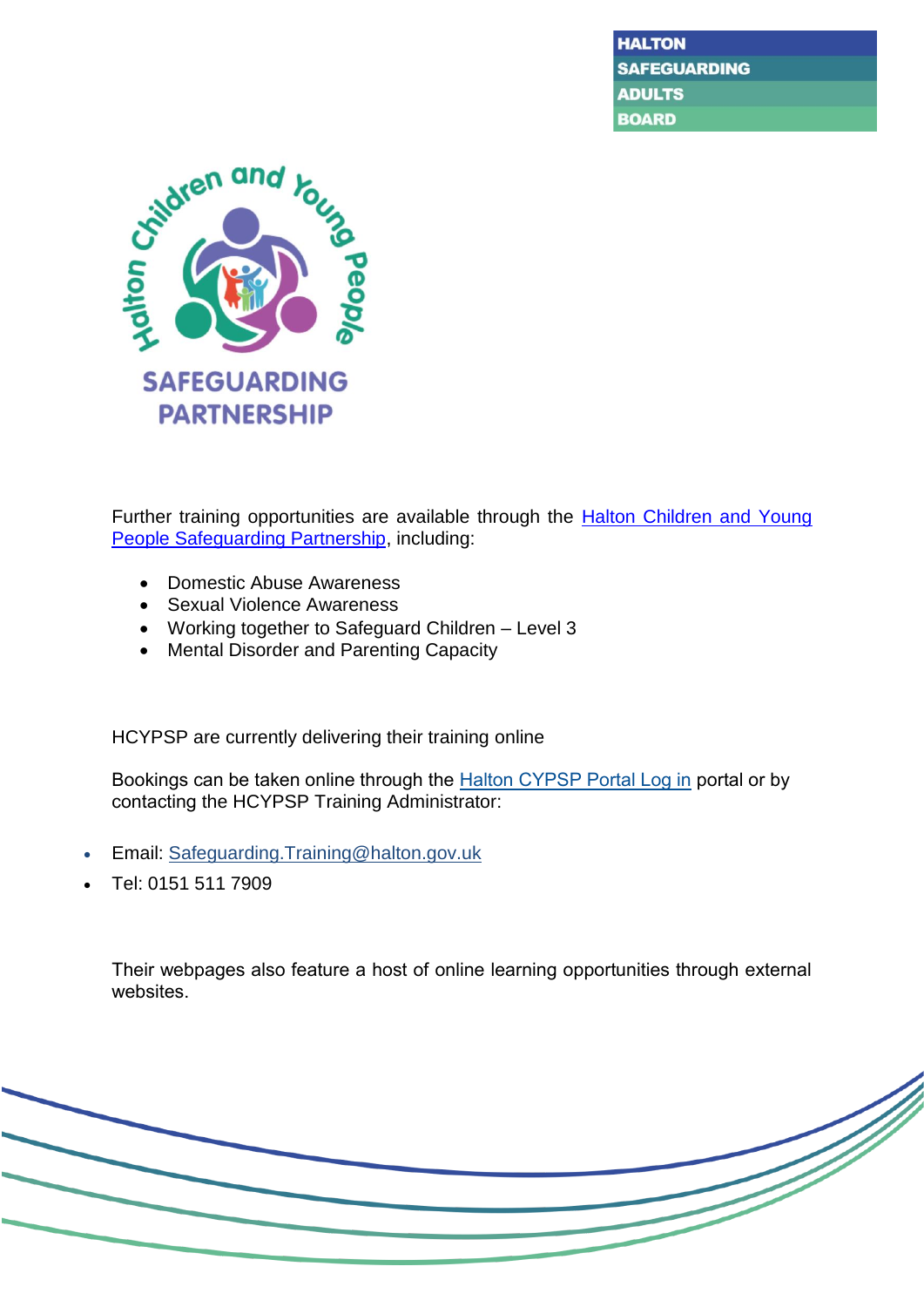Further training opportunities are available through the Halton Children and Young People Safeguarding Partnership, including:

- Domestic Abuse Awareness
- Sexual Violence Awareness
- Working together to Safeguard Children – Level 3
- Mental Disorder and Parenting Capacity

HCYPSP are currently delivering their training online

Bookings can be taken online through the Halton CYPSP Portal Log in portal or by contacting the HCYPSP Training Administrator:

- Email: Safeguarding.Training@halton.gov.uk
- Tel: 0151 511 7909

Their webpages also feature a host of online learning opportunities through external websites.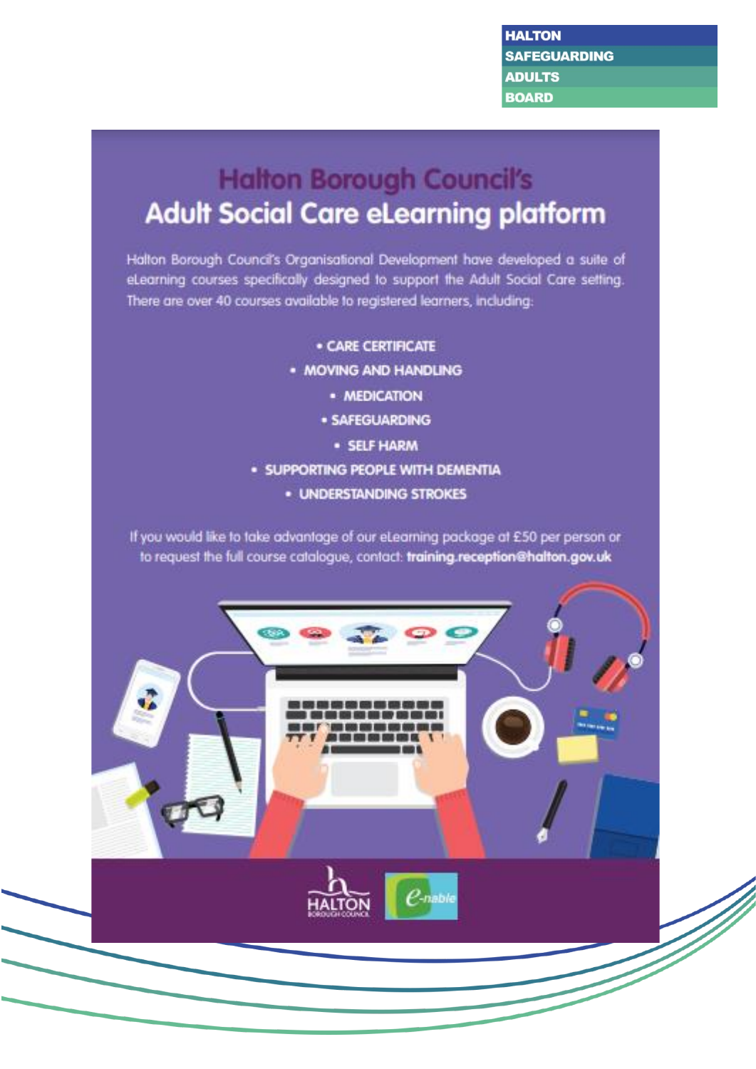HALTON
SAFEGUARDING
ADULTS
BOARD

# Halton Borough Council's Adult Social Care eLearning platform

Halton Borough Council's Organisational Development have developed a suite of eLearning courses specifically designed to support the Adult Social Care setting. There are over 40 courses available to registered learners, including:

- CARE CERTIFICATE
- MOVING AND HANDLING
- MEDICATION
- SAFEGUARDING
- SELF HARM
- SUPPORTING PEOPLE WITH DEMENTIA
- UNDERSTANDING STROKES

If you would like to take advantage of our eLearning package at £50 per person or to request the full course catalogue, contact: **training.reception@halton.gov.uk**

HALTON BOROUGH COUNCIL

e-nable